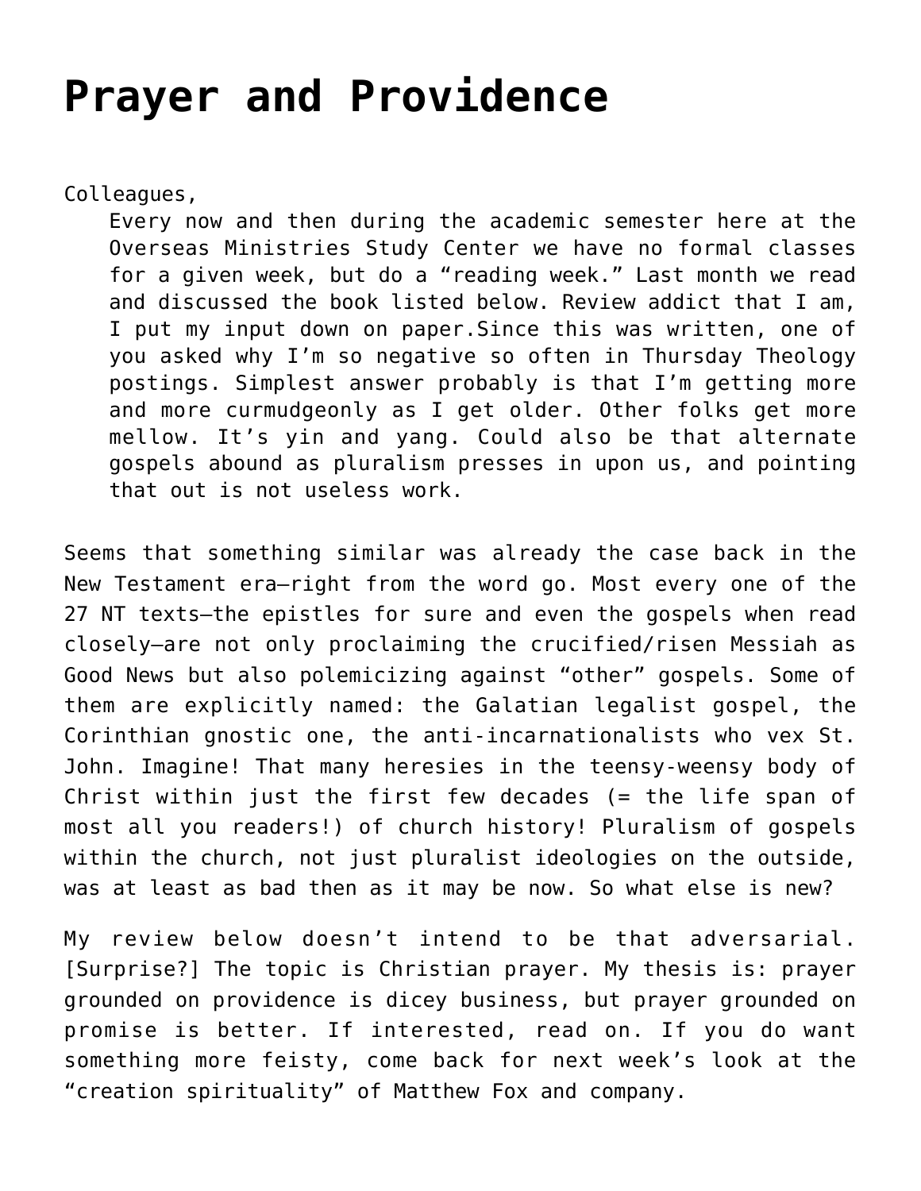# Prayer and Providence

Colleagues,

> Every now and then during the academic semester here at the Overseas Ministries Study Center we have no formal classes for a given week, but do a "reading week." Last month we read and discussed the book listed below. Review addict that I am, I put my input down on paper.Since this was written, one of you asked why I'm so negative so often in Thursday Theology postings. Simplest answer probably is that I'm getting more and more curmudgeonly as I get older. Other folks get more mellow. It's yin and yang. Could also be that alternate gospels abound as pluralism presses in upon us, and pointing that out is not useless work.

Seems that something similar was already the case back in the New Testament era—right from the word go. Most every one of the 27 NT texts—the epistles for sure and even the gospels when read closely—are not only proclaiming the crucified/risen Messiah as Good News but also polemicizing against "other" gospels. Some of them are explicitly named: the Galatian legalist gospel, the Corinthian gnostic one, the anti-incarnationalists who vex St. John. Imagine! That many heresies in the teensy-weensy body of Christ within just the first few decades (= the life span of most all you readers!) of church history! Pluralism of gospels within the church, not just pluralist ideologies on the outside, was at least as bad then as it may be now. So what else is new?

My review below doesn't intend to be that adversarial. [Surprise?] The topic is Christian prayer. My thesis is: prayer grounded on providence is dicey business, but prayer grounded on promise is better. If interested, read on. If you do want something more feisty, come back for next week's look at the "creation spirituality" of Matthew Fox and company.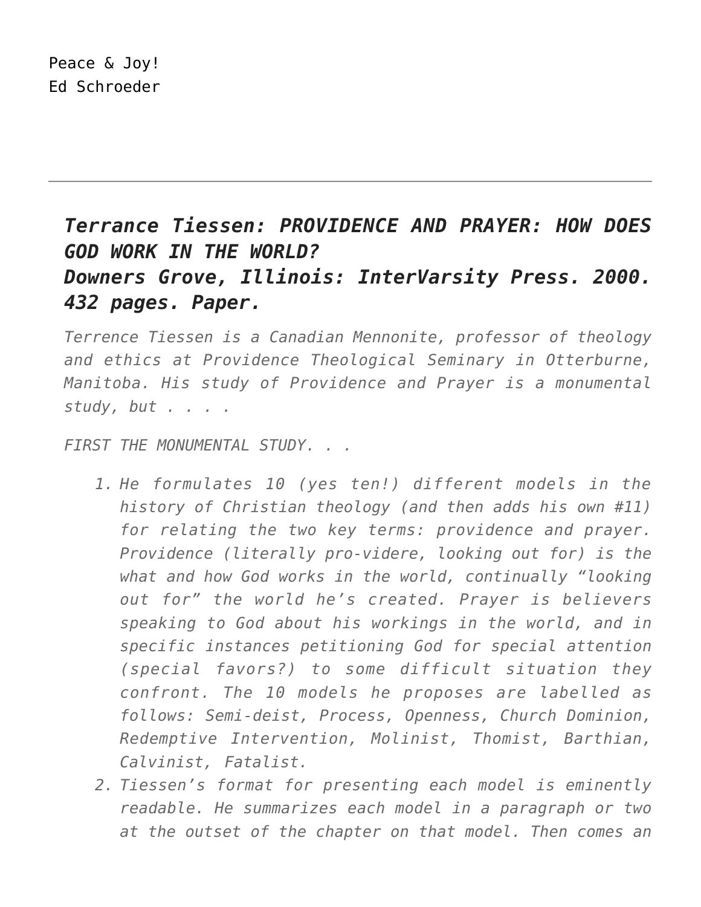Peace & Joy!
Ed Schroeder

---

### *Terrance Tiessen: PROVIDENCE AND PRAYER: HOW DOES GOD WORK IN THE WORLD?*
### *Downers Grove, Illinois: InterVarsity Press. 2000. 432 pages. Paper.*

*Terrence Tiessen is a Canadian Mennonite, professor of theology and ethics at Providence Theological Seminary in Otterburne, Manitoba. His study of Providence and Prayer is a monumental study, but . . . .*

*FIRST THE MONUMENTAL STUDY. . .*

1. *He formulates 10 (yes ten!) different models in the history of Christian theology (and then adds his own #11) for relating the two key terms: providence and prayer. Providence (literally pro-videre, looking out for) is the what and how God works in the world, continually "looking out for" the world he's created. Prayer is believers speaking to God about his workings in the world, and in specific instances petitioning God for special attention (special favors?) to some difficult situation they confront. The 10 models he proposes are labelled as follows: Semi-deist, Process, Openness, Church Dominion, Redemptive Intervention, Molinist, Thomist, Barthian, Calvinist, Fatalist.*
2. *Tiessen's format for presenting each model is eminently readable. He summarizes each model in a paragraph or two at the outset of the chapter on that model. Then comes an*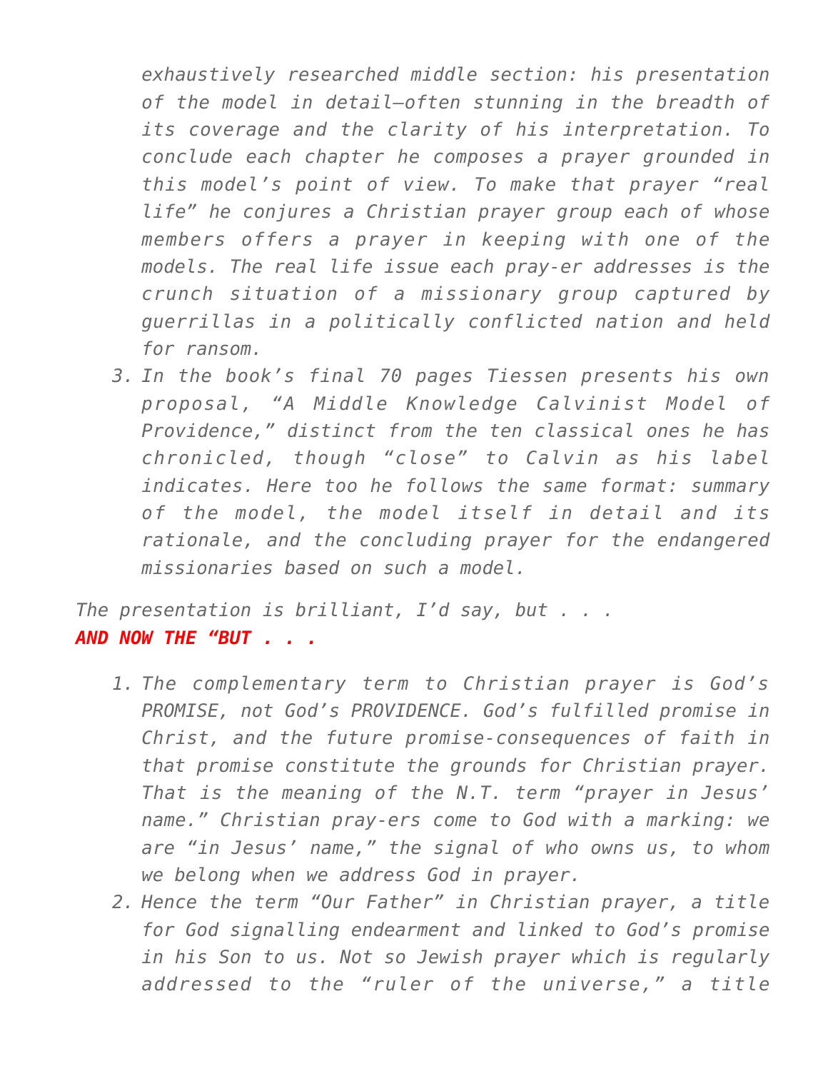*exhaustively researched middle section: his presentation of the model in detail—often stunning in the breadth of its coverage and the clarity of his interpretation. To conclude each chapter he composes a prayer grounded in this model's point of view. To make that prayer "real life" he conjures a Christian prayer group each of whose members offers a prayer in keeping with one of the models. The real life issue each pray-er addresses is the crunch situation of a missionary group captured by guerrillas in a politically conflicted nation and held for ransom.*

3. *In the book's final 70 pages Tiessen presents his own proposal, "A Middle Knowledge Calvinist Model of Providence," distinct from the ten classical ones he has chronicled, though "close" to Calvin as his label indicates. Here too he follows the same format: summary of the model, the model itself in detail and its rationale, and the concluding prayer for the endangered missionaries based on such a model.*

*The presentation is brilliant, I'd say, but . . .*

***AND NOW THE "BUT . . .***

1. *The complementary term to Christian prayer is God's PROMISE, not God's PROVIDENCE. God's fulfilled promise in Christ, and the future promise-consequences of faith in that promise constitute the grounds for Christian prayer. That is the meaning of the N.T. term "prayer in Jesus' name." Christian pray-ers come to God with a marking: we are "in Jesus' name," the signal of who owns us, to whom we belong when we address God in prayer.*
2. *Hence the term "Our Father" in Christian prayer, a title for God signalling endearment and linked to God's promise in his Son to us. Not so Jewish prayer which is regularly addressed to the "ruler of the universe," a title*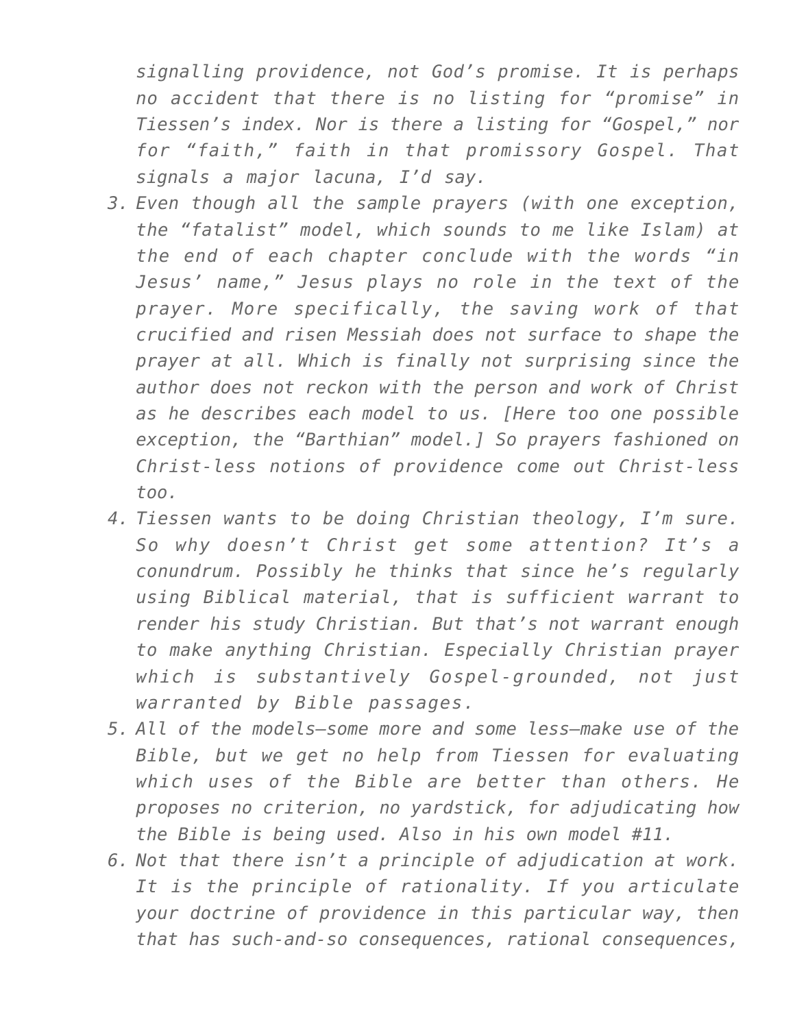*signalling providence, not God's promise. It is perhaps no accident that there is no listing for "promise" in Tiessen's index. Nor is there a listing for "Gospel," nor for "faith," faith in that promissory Gospel. That signals a major lacuna, I'd say.*

3. *Even though all the sample prayers (with one exception, the "fatalist" model, which sounds to me like Islam) at the end of each chapter conclude with the words "in Jesus' name," Jesus plays no role in the text of the prayer. More specifically, the saving work of that crucified and risen Messiah does not surface to shape the prayer at all. Which is finally not surprising since the author does not reckon with the person and work of Christ as he describes each model to us. [Here too one possible exception, the "Barthian" model.] So prayers fashioned on Christ-less notions of providence come out Christ-less too.*
4. *Tiessen wants to be doing Christian theology, I'm sure. So why doesn't Christ get some attention? It's a conundrum. Possibly he thinks that since he's regularly using Biblical material, that is sufficient warrant to render his study Christian. But that's not warrant enough to make anything Christian. Especially Christian prayer which is substantively Gospel-grounded, not just warranted by Bible passages.*
5. *All of the models—some more and some less—make use of the Bible, but we get no help from Tiessen for evaluating which uses of the Bible are better than others. He proposes no criterion, no yardstick, for adjudicating how the Bible is being used. Also in his own model #11.*
6. *Not that there isn't a principle of adjudication at work. It is the principle of rationality. If you articulate your doctrine of providence in this particular way, then that has such-and-so consequences, rational consequences,*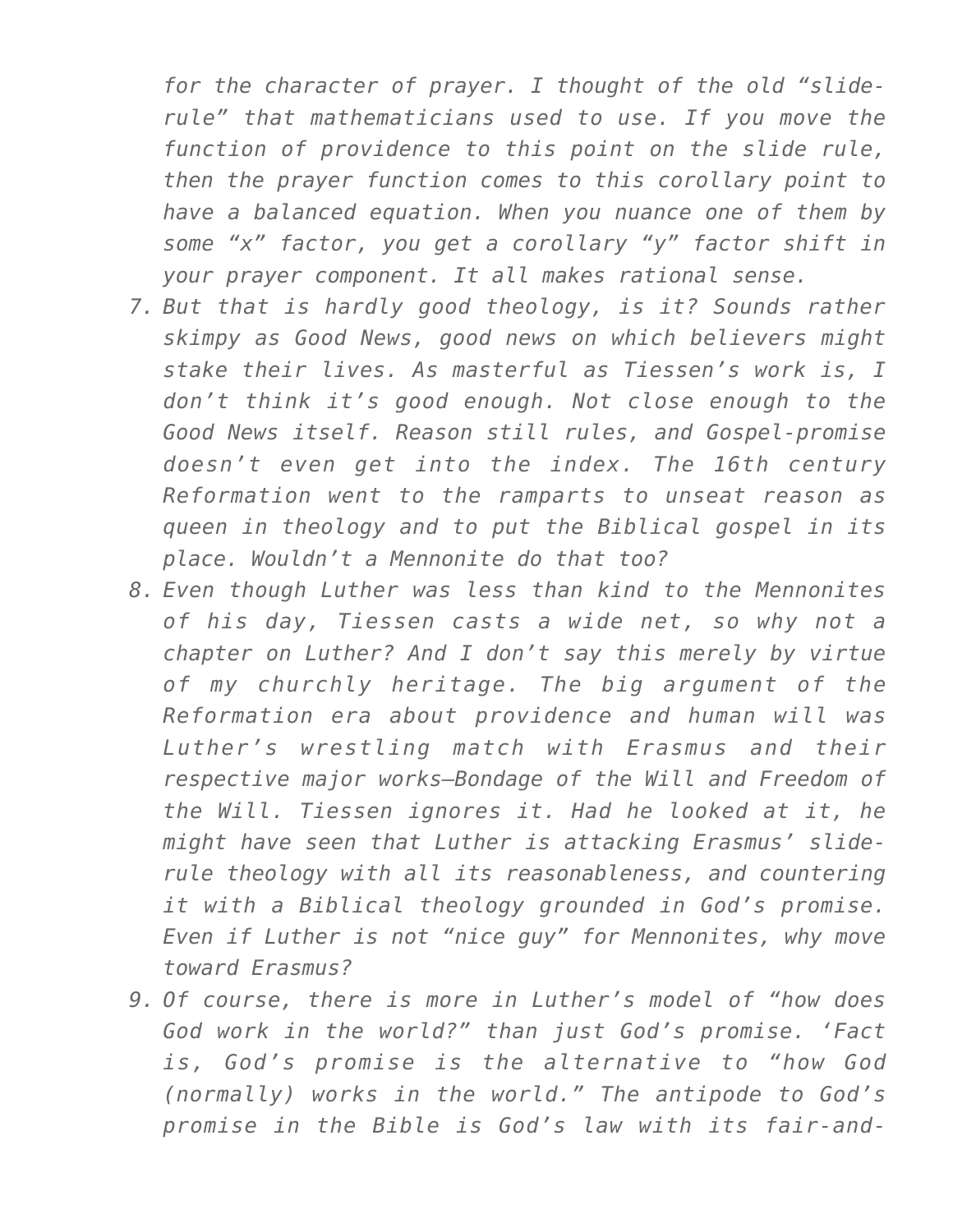*for the character of prayer. I thought of the old "slide-rule" that mathematicians used to use. If you move the function of providence to this point on the slide rule, then the prayer function comes to this corollary point to have a balanced equation. When you nuance one of them by some "x" factor, you get a corollary "y" factor shift in your prayer component. It all makes rational sense.*

7. *But that is hardly good theology, is it? Sounds rather skimpy as Good News, good news on which believers might stake their lives. As masterful as Tiessen's work is, I don't think it's good enough. Not close enough to the Good News itself. Reason still rules, and Gospel-promise doesn't even get into the index. The 16th century Reformation went to the ramparts to unseat reason as queen in theology and to put the Biblical gospel in its place. Wouldn't a Mennonite do that too?*
8. *Even though Luther was less than kind to the Mennonites of his day, Tiessen casts a wide net, so why not a chapter on Luther? And I don't say this merely by virtue of my churchly heritage. The big argument of the Reformation era about providence and human will was Luther's wrestling match with Erasmus and their respective major works—Bondage of the Will and Freedom of the Will. Tiessen ignores it. Had he looked at it, he might have seen that Luther is attacking Erasmus' slide-rule theology with all its reasonableness, and countering it with a Biblical theology grounded in God's promise. Even if Luther is not "nice guy" for Mennonites, why move toward Erasmus?*
9. *Of course, there is more in Luther's model of "how does God work in the world?" than just God's promise. 'Fact is, God's promise is the alternative to "how God (normally) works in the world." The antipode to God's promise in the Bible is God's law with its fair-and-*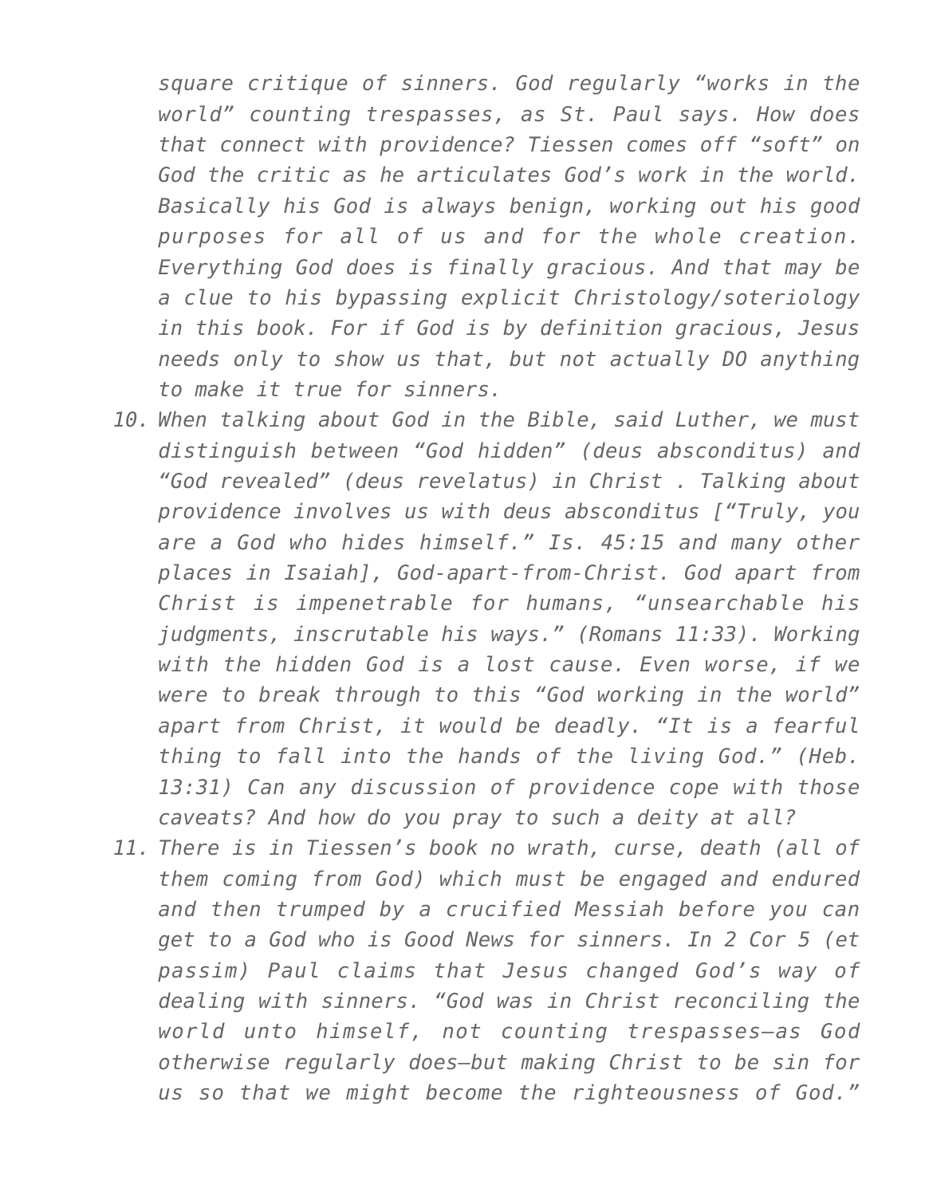*square critique of sinners. God regularly "works in the world" counting trespasses, as St. Paul says. How does that connect with providence? Tiessen comes off "soft" on God the critic as he articulates God's work in the world. Basically his God is always benign, working out his good purposes for all of us and for the whole creation. Everything God does is finally gracious. And that may be a clue to his bypassing explicit Christology/soteriology in this book. For if God is by definition gracious, Jesus needs only to show us that, but not actually DO anything to make it true for sinners.*

10. *When talking about God in the Bible, said Luther, we must distinguish between "God hidden" (deus absconditus) and "God revealed" (deus revelatus) in Christ . Talking about providence involves us with deus absconditus ["Truly, you are a God who hides himself." Is. 45:15 and many other places in Isaiah], God-apart-from-Christ. God apart from Christ is impenetrable for humans, "unsearchable his judgments, inscrutable his ways." (Romans 11:33). Working with the hidden God is a lost cause. Even worse, if we were to break through to this "God working in the world" apart from Christ, it would be deadly. "It is a fearful thing to fall into the hands of the living God." (Heb. 13:31) Can any discussion of providence cope with those caveats? And how do you pray to such a deity at all?*
11. *There is in Tiessen's book no wrath, curse, death (all of them coming from God) which must be engaged and endured and then trumped by a crucified Messiah before you can get to a God who is Good News for sinners. In 2 Cor 5 (et passim) Paul claims that Jesus changed God's way of dealing with sinners. "God was in Christ reconciling the world unto himself, not counting trespasses—as God otherwise regularly does—but making Christ to be sin for us so that we might become the righteousness of God."*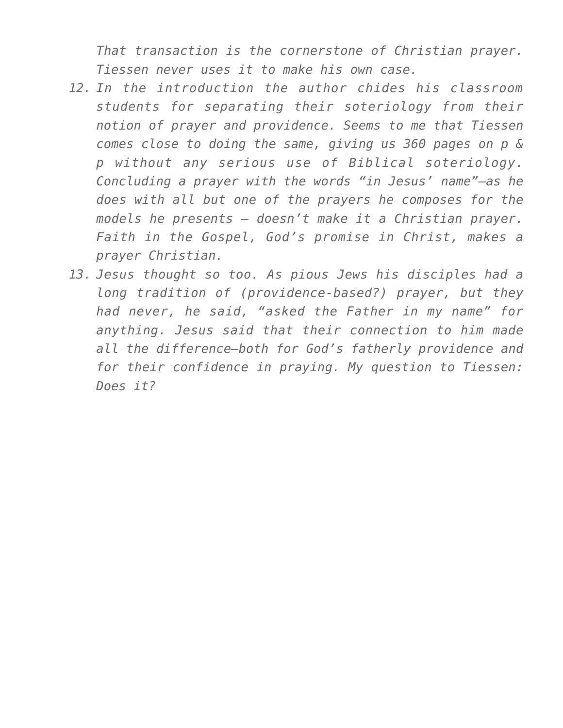*That transaction is the cornerstone of Christian prayer. Tiessen never uses it to make his own case.*

12. *In the introduction the author chides his classroom students for separating their soteriology from their notion of prayer and providence. Seems to me that Tiessen comes close to doing the same, giving us 360 pages on p & p without any serious use of Biblical soteriology. Concluding a prayer with the words "in Jesus' name"—as he does with all but one of the prayers he composes for the models he presents – doesn't make it a Christian prayer. Faith in the Gospel, God's promise in Christ, makes a prayer Christian.*
13. *Jesus thought so too. As pious Jews his disciples had a long tradition of (providence-based?) prayer, but they had never, he said, "asked the Father in my name" for anything. Jesus said that their connection to him made all the difference—both for God's fatherly providence and for their confidence in praying. My question to Tiessen: Does it?*